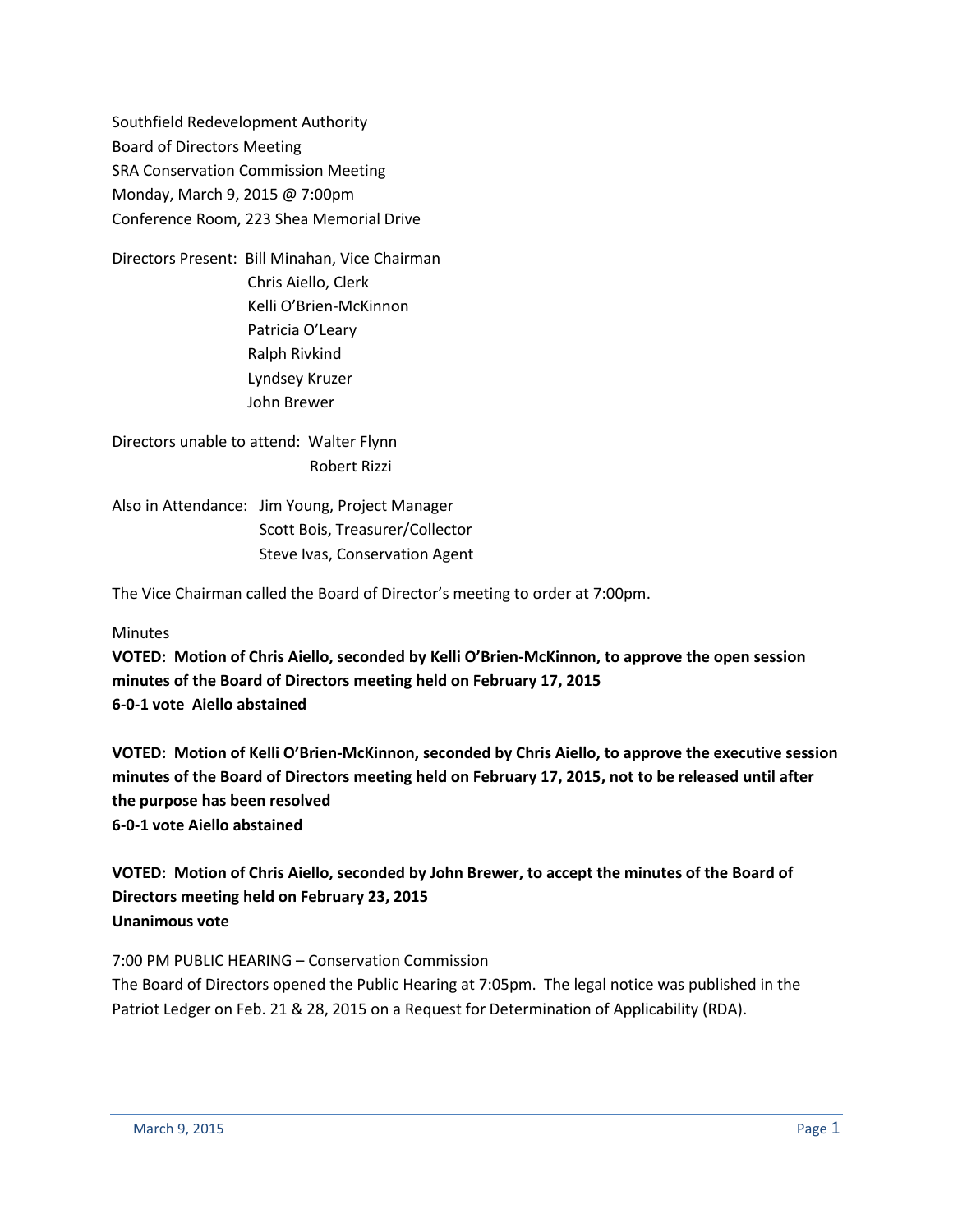Southfield Redevelopment Authority
Board of Directors Meeting
SRA Conservation Commission Meeting
Monday, March 9, 2015 @ 7:00pm
Conference Room, 223 Shea Memorial Drive

Directors Present: Bill Minahan, Vice Chairman
Chris Aiello, Clerk
Kelli O'Brien-McKinnon
Patricia O'Leary
Ralph Rivkind
Lyndsey Kruzer
John Brewer

Directors unable to attend: Walter Flynn
Robert Rizzi

Also in Attendance: Jim Young, Project Manager
Scott Bois, Treasurer/Collector
Steve Ivas, Conservation Agent

The Vice Chairman called the Board of Director's meeting to order at 7:00pm.

Minutes

**VOTED: Motion of Chris Aiello, seconded by Kelli O'Brien-McKinnon, to approve the open session minutes of the Board of Directors meeting held on February 17, 2015**
**6-0-1 vote Aiello abstained**

**VOTED: Motion of Kelli O'Brien-McKinnon, seconded by Chris Aiello, to approve the executive session minutes of the Board of Directors meeting held on February 17, 2015, not to be released until after the purpose has been resolved**
**6-0-1 vote Aiello abstained**

**VOTED: Motion of Chris Aiello, seconded by John Brewer, to accept the minutes of the Board of Directors meeting held on February 23, 2015**
**Unanimous vote**

7:00 PM PUBLIC HEARING – Conservation Commission
The Board of Directors opened the Public Hearing at 7:05pm. The legal notice was published in the Patriot Ledger on Feb. 21 & 28, 2015 on a Request for Determination of Applicability (RDA).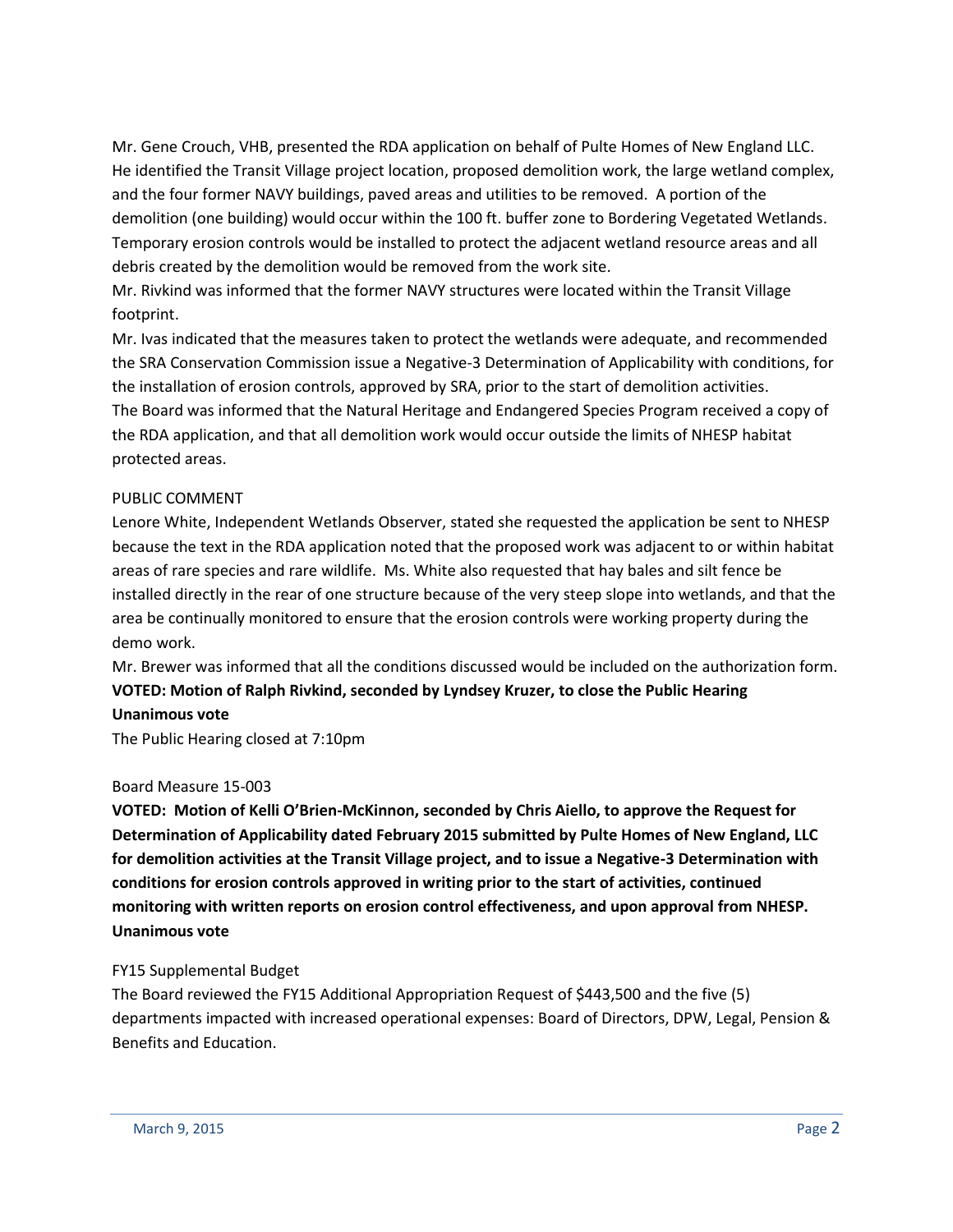Mr. Gene Crouch, VHB, presented the RDA application on behalf of Pulte Homes of New England LLC. He identified the Transit Village project location, proposed demolition work, the large wetland complex, and the four former NAVY buildings, paved areas and utilities to be removed. A portion of the demolition (one building) would occur within the 100 ft. buffer zone to Bordering Vegetated Wetlands. Temporary erosion controls would be installed to protect the adjacent wetland resource areas and all debris created by the demolition would be removed from the work site.

Mr. Rivkind was informed that the former NAVY structures were located within the Transit Village footprint.

Mr. Ivas indicated that the measures taken to protect the wetlands were adequate, and recommended the SRA Conservation Commission issue a Negative-3 Determination of Applicability with conditions, for the installation of erosion controls, approved by SRA, prior to the start of demolition activities.

The Board was informed that the Natural Heritage and Endangered Species Program received a copy of the RDA application, and that all demolition work would occur outside the limits of NHESP habitat protected areas.

PUBLIC COMMENT

Lenore White, Independent Wetlands Observer, stated she requested the application be sent to NHESP because the text in the RDA application noted that the proposed work was adjacent to or within habitat areas of rare species and rare wildlife. Ms. White also requested that hay bales and silt fence be installed directly in the rear of one structure because of the very steep slope into wetlands, and that the area be continually monitored to ensure that the erosion controls were working property during the demo work.

Mr. Brewer was informed that all the conditions discussed would be included on the authorization form.

**VOTED: Motion of Ralph Rivkind, seconded by Lyndsey Kruzer, to close the Public Hearing**
**Unanimous vote**

The Public Hearing closed at 7:10pm

Board Measure 15-003

**VOTED: Motion of Kelli O'Brien-McKinnon, seconded by Chris Aiello, to approve the Request for Determination of Applicability dated February 2015 submitted by Pulte Homes of New England, LLC for demolition activities at the Transit Village project, and to issue a Negative-3 Determination with conditions for erosion controls approved in writing prior to the start of activities, continued monitoring with written reports on erosion control effectiveness, and upon approval from NHESP.**
**Unanimous vote**

FY15 Supplemental Budget

The Board reviewed the FY15 Additional Appropriation Request of $443,500 and the five (5) departments impacted with increased operational expenses: Board of Directors, DPW, Legal, Pension & Benefits and Education.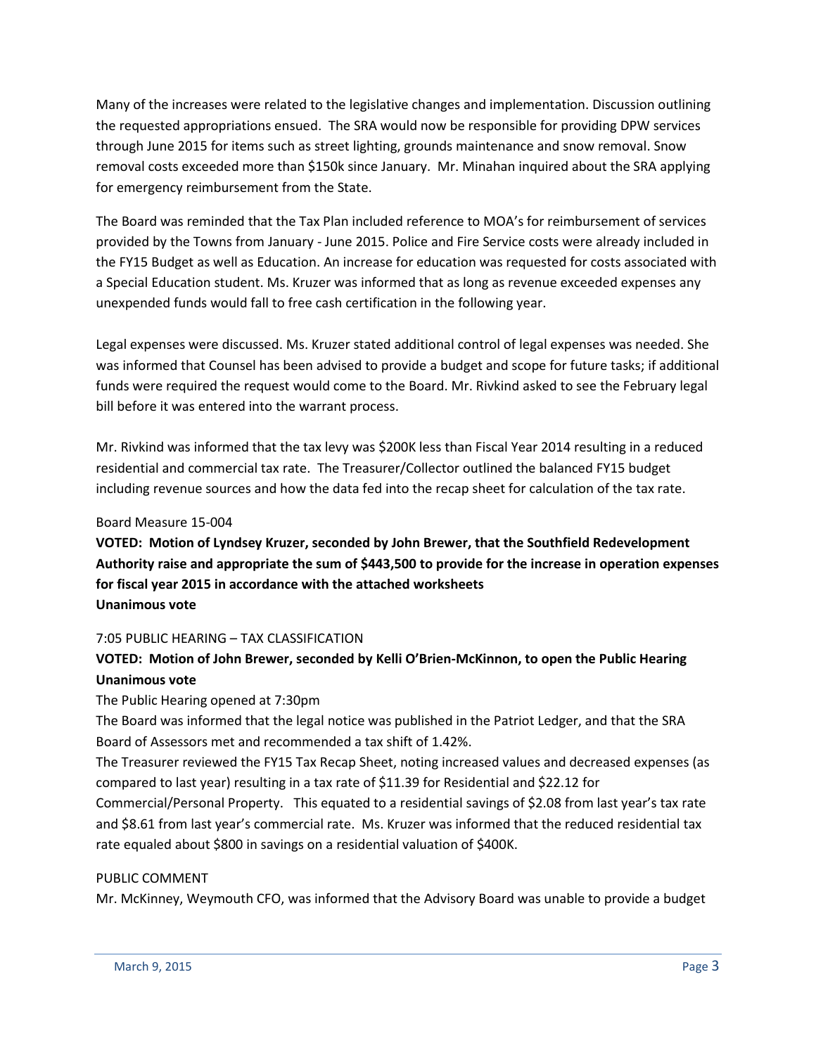Many of the increases were related to the legislative changes and implementation. Discussion outlining the requested appropriations ensued. The SRA would now be responsible for providing DPW services through June 2015 for items such as street lighting, grounds maintenance and snow removal. Snow removal costs exceeded more than $150k since January. Mr. Minahan inquired about the SRA applying for emergency reimbursement from the State.

The Board was reminded that the Tax Plan included reference to MOA's for reimbursement of services provided by the Towns from January - June 2015. Police and Fire Service costs were already included in the FY15 Budget as well as Education. An increase for education was requested for costs associated with a Special Education student. Ms. Kruzer was informed that as long as revenue exceeded expenses any unexpended funds would fall to free cash certification in the following year.

Legal expenses were discussed. Ms. Kruzer stated additional control of legal expenses was needed. She was informed that Counsel has been advised to provide a budget and scope for future tasks; if additional funds were required the request would come to the Board. Mr. Rivkind asked to see the February legal bill before it was entered into the warrant process.

Mr. Rivkind was informed that the tax levy was $200K less than Fiscal Year 2014 resulting in a reduced residential and commercial tax rate. The Treasurer/Collector outlined the balanced FY15 budget including revenue sources and how the data fed into the recap sheet for calculation of the tax rate.

Board Measure 15-004

**VOTED: Motion of Lyndsey Kruzer, seconded by John Brewer, that the Southfield Redevelopment Authority raise and appropriate the sum of $443,500 to provide for the increase in operation expenses for fiscal year 2015 in accordance with the attached worksheets**
**Unanimous vote**

7:05 PUBLIC HEARING – TAX CLASSIFICATION

**VOTED: Motion of John Brewer, seconded by Kelli O'Brien-McKinnon, to open the Public Hearing**
**Unanimous vote**

The Public Hearing opened at 7:30pm

The Board was informed that the legal notice was published in the Patriot Ledger, and that the SRA Board of Assessors met and recommended a tax shift of 1.42%.

The Treasurer reviewed the FY15 Tax Recap Sheet, noting increased values and decreased expenses (as compared to last year) resulting in a tax rate of $11.39 for Residential and $22.12 for Commercial/Personal Property. This equated to a residential savings of $2.08 from last year's tax rate and $8.61 from last year's commercial rate. Ms. Kruzer was informed that the reduced residential tax rate equaled about $800 in savings on a residential valuation of $400K.

PUBLIC COMMENT

Mr. McKinney, Weymouth CFO, was informed that the Advisory Board was unable to provide a budget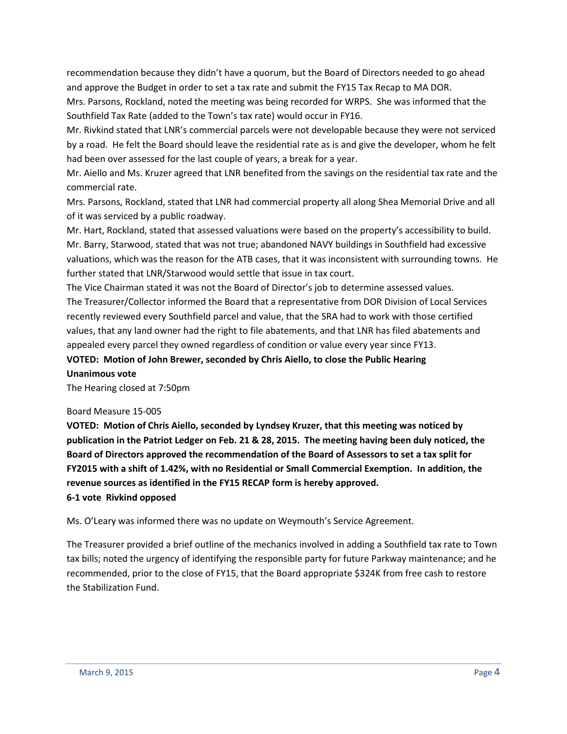recommendation because they didn't have a quorum, but the Board of Directors needed to go ahead and approve the Budget in order to set a tax rate and submit the FY15 Tax Recap to MA DOR.

Mrs. Parsons, Rockland, noted the meeting was being recorded for WRPS. She was informed that the Southfield Tax Rate (added to the Town's tax rate) would occur in FY16.

Mr. Rivkind stated that LNR's commercial parcels were not developable because they were not serviced by a road. He felt the Board should leave the residential rate as is and give the developer, whom he felt had been over assessed for the last couple of years, a break for a year.

Mr. Aiello and Ms. Kruzer agreed that LNR benefited from the savings on the residential tax rate and the commercial rate.

Mrs. Parsons, Rockland, stated that LNR had commercial property all along Shea Memorial Drive and all of it was serviced by a public roadway.

Mr. Hart, Rockland, stated that assessed valuations were based on the property's accessibility to build.

Mr. Barry, Starwood, stated that was not true; abandoned NAVY buildings in Southfield had excessive valuations, which was the reason for the ATB cases, that it was inconsistent with surrounding towns. He further stated that LNR/Starwood would settle that issue in tax court.

The Vice Chairman stated it was not the Board of Director's job to determine assessed values.

The Treasurer/Collector informed the Board that a representative from DOR Division of Local Services recently reviewed every Southfield parcel and value, that the SRA had to work with those certified values, that any land owner had the right to file abatements, and that LNR has filed abatements and appealed every parcel they owned regardless of condition or value every year since FY13.

**VOTED: Motion of John Brewer, seconded by Chris Aiello, to close the Public Hearing**
**Unanimous vote**

The Hearing closed at 7:50pm

Board Measure 15-005

**VOTED: Motion of Chris Aiello, seconded by Lyndsey Kruzer, that this meeting was noticed by publication in the Patriot Ledger on Feb. 21 & 28, 2015. The meeting having been duly noticed, the Board of Directors approved the recommendation of the Board of Assessors to set a tax split for FY2015 with a shift of 1.42%, with no Residential or Small Commercial Exemption. In addition, the revenue sources as identified in the FY15 RECAP form is hereby approved.**
**6-1 vote Rivkind opposed**

Ms. O'Leary was informed there was no update on Weymouth's Service Agreement.

The Treasurer provided a brief outline of the mechanics involved in adding a Southfield tax rate to Town tax bills; noted the urgency of identifying the responsible party for future Parkway maintenance; and he recommended, prior to the close of FY15, that the Board appropriate $324K from free cash to restore the Stabilization Fund.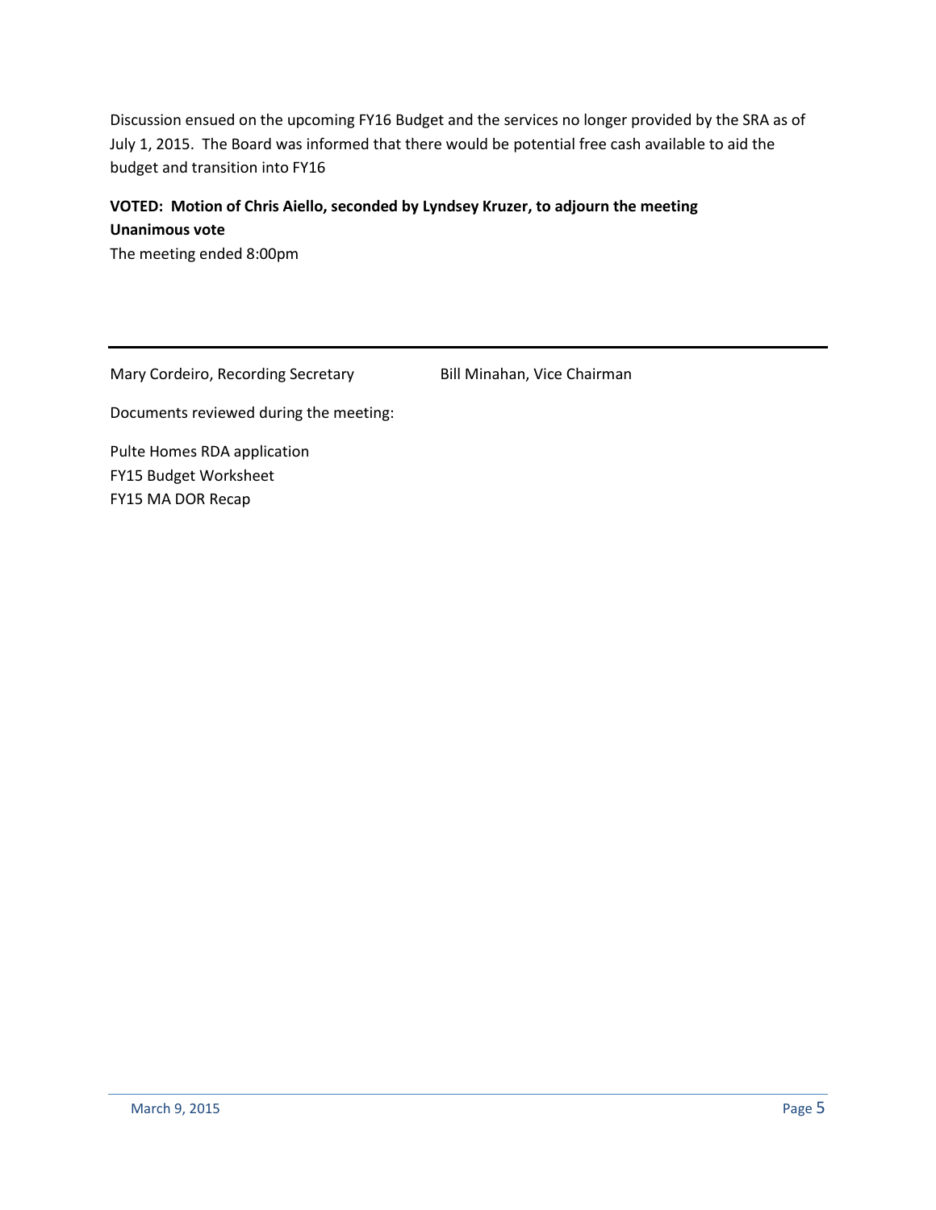Discussion ensued on the upcoming FY16 Budget and the services no longer provided by the SRA as of July 1, 2015. The Board was informed that there would be potential free cash available to aid the budget and transition into FY16

**VOTED: Motion of Chris Aiello, seconded by Lyndsey Kruzer, to adjourn the meeting**
**Unanimous vote**
The meeting ended 8:00pm

---

Mary Cordeiro, Recording Secretary    Bill Minahan, Vice Chairman

Documents reviewed during the meeting:

Pulte Homes RDA application
FY15 Budget Worksheet
FY15 MA DOR Recap